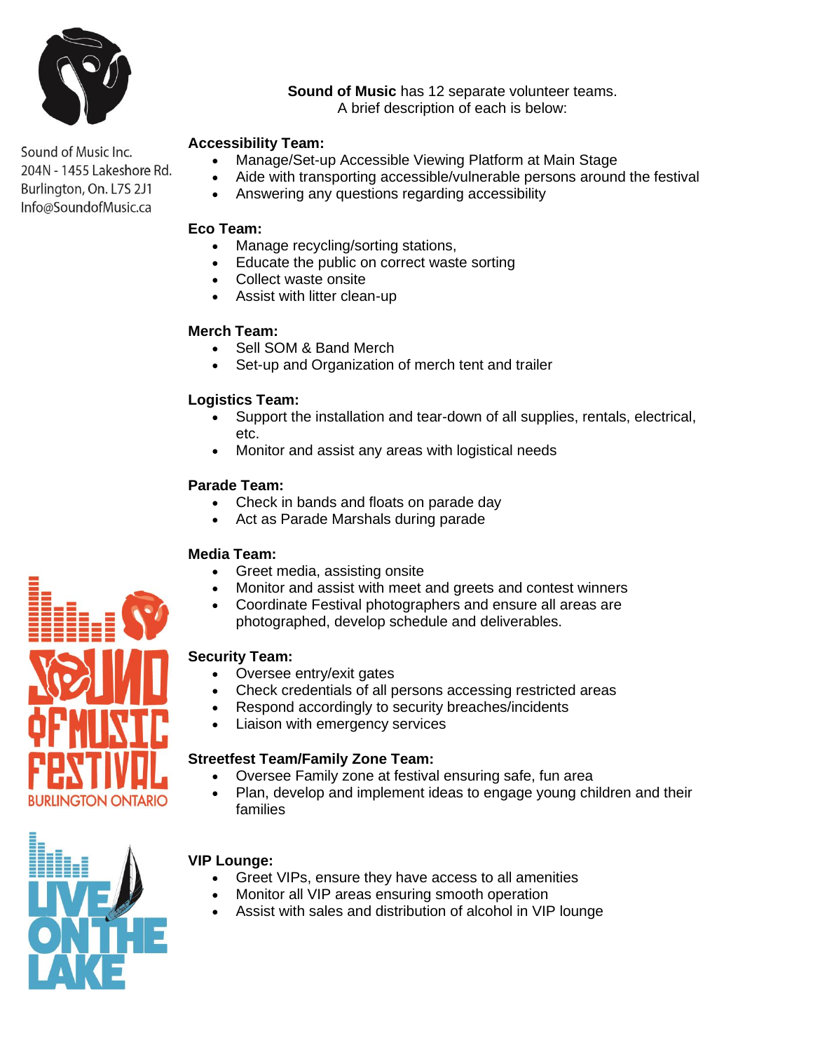Sound of Music Inc.
204N - 1455 Lakeshore Rd.
Burlington, On. L7S 2J1
Info@SoundofMusic.ca

**Sound of Music** has 12 separate volunteer teams.
A brief description of each is below:

**Accessibility Team:**

- Manage/Set-up Accessible Viewing Platform at Main Stage
- Aide with transporting accessible/vulnerable persons around the festival
- Answering any questions regarding accessibility

**Eco Team:**

- Manage recycling/sorting stations,
- Educate the public on correct waste sorting
- Collect waste onsite
- Assist with litter clean-up

**Merch Team:**

- Sell SOM & Band Merch
- Set-up and Organization of merch tent and trailer

**Logistics Team:**

- Support the installation and tear-down of all supplies, rentals, electrical, etc.
- Monitor and assist any areas with logistical needs

**Parade Team:**

- Check in bands and floats on parade day
- Act as Parade Marshals during parade

**Media Team:**

- Greet media, assisting onsite
- Monitor and assist with meet and greets and contest winners
- Coordinate Festival photographers and ensure all areas are photographed, develop schedule and deliverables.

**Security Team:**

- Oversee entry/exit gates
- Check credentials of all persons accessing restricted areas
- Respond accordingly to security breaches/incidents
- Liaison with emergency services

**Streetfest Team/Family Zone Team:**

- Oversee Family zone at festival ensuring safe, fun area
- Plan, develop and implement ideas to engage young children and their families

**VIP Lounge:**

- Greet VIPs, ensure they have access to all amenities
- Monitor all VIP areas ensuring smooth operation
- Assist with sales and distribution of alcohol in VIP lounge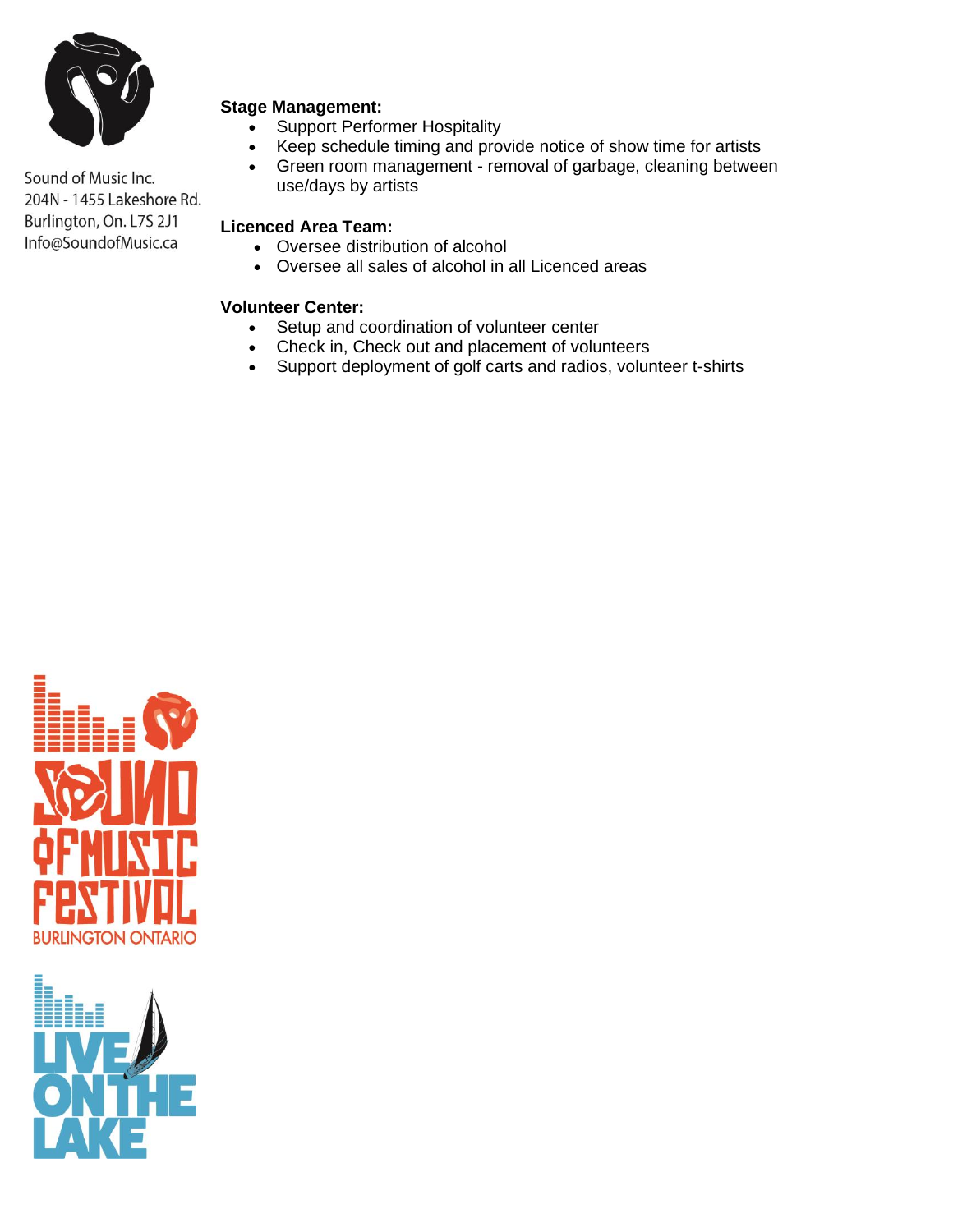Sound of Music Inc.
204N - 1455 Lakeshore Rd.
Burlington, On. L7S 2J1
Info@SoundofMusic.ca

**Stage Management:**

- Support Performer Hospitality
- Keep schedule timing and provide notice of show time for artists
- Green room management - removal of garbage, cleaning between use/days by artists

**Licenced Area Team:**

- Oversee distribution of alcohol
- Oversee all sales of alcohol in all Licenced areas

**Volunteer Center:**

- Setup and coordination of volunteer center
- Check in, Check out and placement of volunteers
- Support deployment of golf carts and radios, volunteer t-shirts

SOUND OF MUSIC FESTIVAL
BURLINGTON ONTARIO

LIVE ON THE LAKE